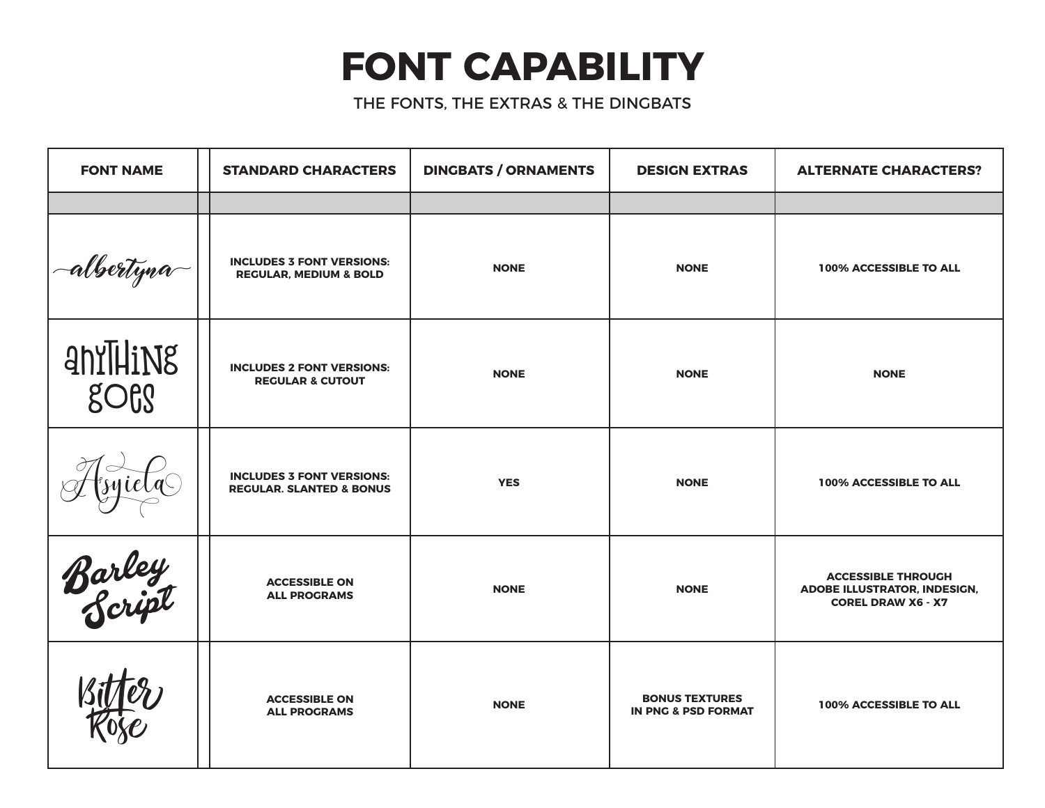# FONT CAPABILITY

THE FONTS, THE EXTRAS & THE DINGBATS

| FONT NAME | | STANDARD CHARACTERS | DINGBATS / ORNAMENTS | DESIGN EXTRAS | ALTERNATE CHARACTERS? |
|---|---|---|---|---|---|
| | | | | | |
| albertyna | | INCLUDES 3 FONT VERSIONS: REGULAR, MEDIUM & BOLD | NONE | NONE | 100% ACCESSIBLE TO ALL |
| anything goes | | INCLUDES 2 FONT VERSIONS: REGULAR & CUTOUT | NONE | NONE | NONE |
| Asyiela | | INCLUDES 3 FONT VERSIONS: REGULAR. SLANTED & BONUS | YES | NONE | 100% ACCESSIBLE TO ALL |
| Barley Script | | ACCESSIBLE ON ALL PROGRAMS | NONE | NONE | ACCESSIBLE THROUGH ADOBE ILLUSTRATOR, INDESIGN, COREL DRAW X6 - X7 |
| Bitter Rose | | ACCESSIBLE ON ALL PROGRAMS | NONE | BONUS TEXTURES IN PNG & PSD FORMAT | 100% ACCESSIBLE TO ALL |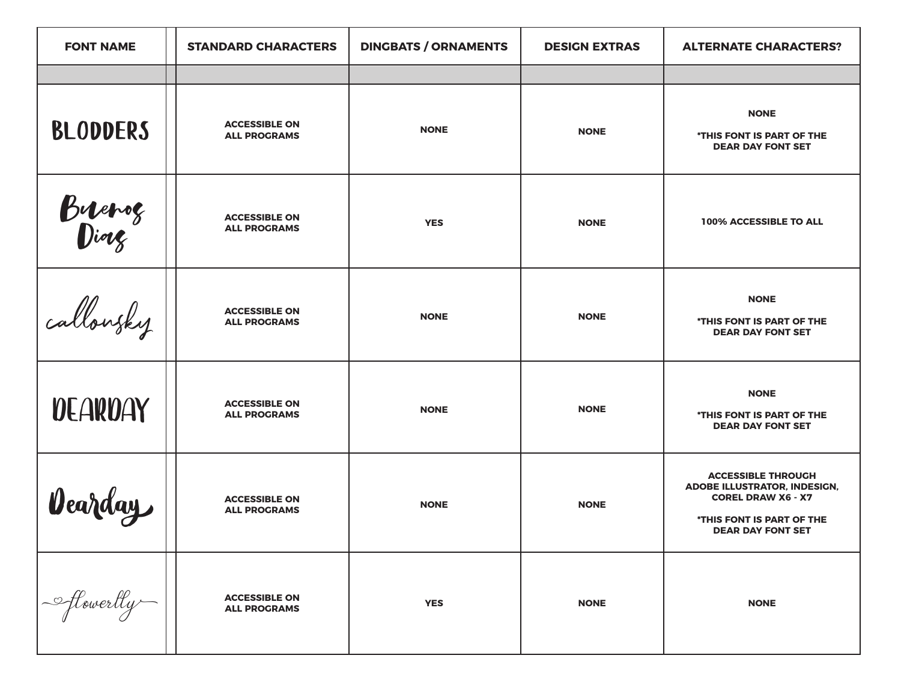| FONT NAME | STANDARD CHARACTERS | DINGBATS / ORNAMENTS | DESIGN EXTRAS | ALTERNATE CHARACTERS? |
|---|---|---|---|---|
| | | | | |
| BLODDERS | ACCESSIBLE ON ALL PROGRAMS | NONE | NONE | NONE<br><br>*THIS FONT IS PART OF THE DEAR DAY FONT SET |
| Buenos Dias | ACCESSIBLE ON ALL PROGRAMS | YES | NONE | 100% ACCESSIBLE TO ALL |
| callonsky | ACCESSIBLE ON ALL PROGRAMS | NONE | NONE | NONE<br><br>*THIS FONT IS PART OF THE DEAR DAY FONT SET |
| DEARDAY | ACCESSIBLE ON ALL PROGRAMS | NONE | NONE | NONE<br><br>*THIS FONT IS PART OF THE DEAR DAY FONT SET |
| Dearday | ACCESSIBLE ON ALL PROGRAMS | NONE | NONE | ACCESSIBLE THROUGH ADOBE ILLUSTRATOR, INDESIGN, COREL DRAW X6 - X7<br><br>*THIS FONT IS PART OF THE DEAR DAY FONT SET |
| flowerlly | ACCESSIBLE ON ALL PROGRAMS | YES | NONE | NONE |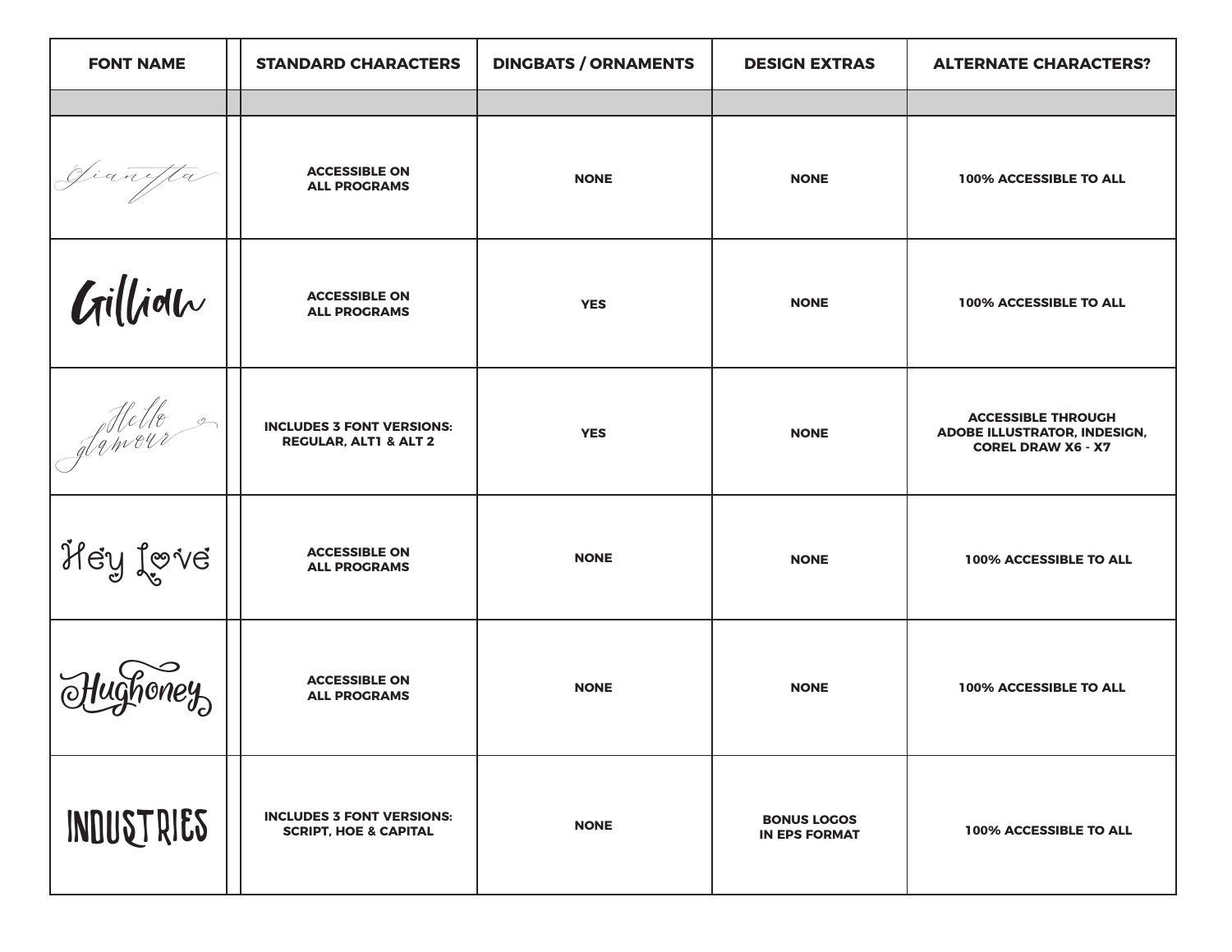| FONT NAME | | STANDARD CHARACTERS | DINGBATS / ORNAMENTS | DESIGN EXTRAS | ALTERNATE CHARACTERS? |
|---|---|---|---|---|---|
| | | | | | |
| Gianetta | | ACCESSIBLE ON ALL PROGRAMS | NONE | NONE | 100% ACCESSIBLE TO ALL |
| Gillian | | ACCESSIBLE ON ALL PROGRAMS | YES | NONE | 100% ACCESSIBLE TO ALL |
| Hello Glamour | | INCLUDES 3 FONT VERSIONS: REGULAR, ALT1 & ALT 2 | YES | NONE | ACCESSIBLE THROUGH ADOBE ILLUSTRATOR, INDESIGN, COREL DRAW X6 - X7 |
| Hey Love | | ACCESSIBLE ON ALL PROGRAMS | NONE | NONE | 100% ACCESSIBLE TO ALL |
| Hughoney | | ACCESSIBLE ON ALL PROGRAMS | NONE | NONE | 100% ACCESSIBLE TO ALL |
| INDUSTRIES | | INCLUDES 3 FONT VERSIONS: SCRIPT, HOE & CAPITAL | NONE | BONUS LOGOS IN EPS FORMAT | 100% ACCESSIBLE TO ALL |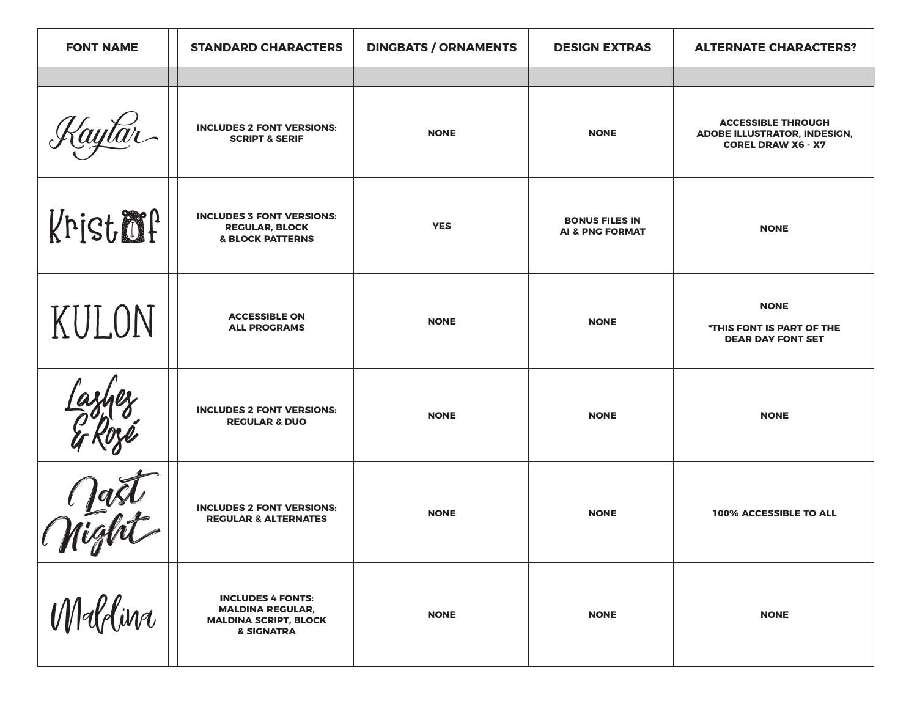| FONT NAME | STANDARD CHARACTERS | DINGBATS / ORNAMENTS | DESIGN EXTRAS | ALTERNATE CHARACTERS? |
|---|---|---|---|---|
| | | | | |
| Kaylar | INCLUDES 2 FONT VERSIONS: SCRIPT & SERIF | NONE | NONE | ACCESSIBLE THROUGH ADOBE ILLUSTRATOR, INDESIGN, COREL DRAW X6 - X7 |
| Kristof | INCLUDES 3 FONT VERSIONS: REGULAR, BLOCK & BLOCK PATTERNS | YES | BONUS FILES IN AI & PNG FORMAT | NONE |
| KULON | ACCESSIBLE ON ALL PROGRAMS | NONE | NONE | NONE<br><br>*THIS FONT IS PART OF THE DEAR DAY FONT SET |
| Lashes & Rosé | INCLUDES 2 FONT VERSIONS: REGULAR & DUO | NONE | NONE | NONE |
| Last Night | INCLUDES 2 FONT VERSIONS: REGULAR & ALTERNATES | NONE | NONE | 100% ACCESSIBLE TO ALL |
| Maldina | INCLUDES 4 FONTS: MALDINA REGULAR, MALDINA SCRIPT, BLOCK & SIGNATRA | NONE | NONE | NONE |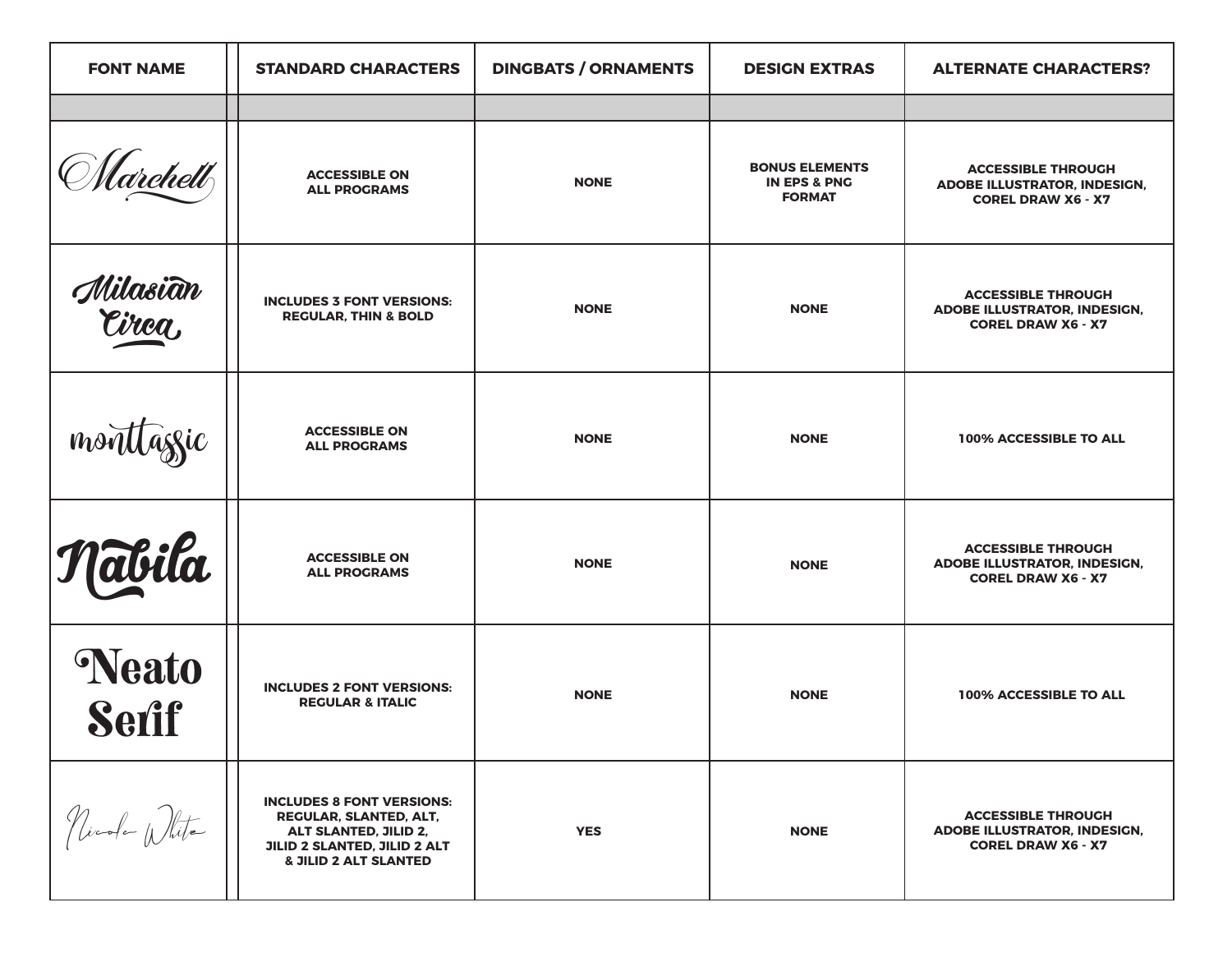| FONT NAME | STANDARD CHARACTERS | DINGBATS / ORNAMENTS | DESIGN EXTRAS | ALTERNATE CHARACTERS? |
|---|---|---|---|---|
| | | | | |
| Marchell | ACCESSIBLE ON ALL PROGRAMS | NONE | BONUS ELEMENTS IN EPS & PNG FORMAT | ACCESSIBLE THROUGH ADOBE ILLUSTRATOR, INDESIGN, COREL DRAW X6 - X7 |
| Milasian Circa | INCLUDES 3 FONT VERSIONS: REGULAR, THIN & BOLD | NONE | NONE | ACCESSIBLE THROUGH ADOBE ILLUSTRATOR, INDESIGN, COREL DRAW X6 - X7 |
| monttassic | ACCESSIBLE ON ALL PROGRAMS | NONE | NONE | 100% ACCESSIBLE TO ALL |
| Nabila | ACCESSIBLE ON ALL PROGRAMS | NONE | NONE | ACCESSIBLE THROUGH ADOBE ILLUSTRATOR, INDESIGN, COREL DRAW X6 - X7 |
| Neato Serif | INCLUDES 2 FONT VERSIONS: REGULAR & ITALIC | NONE | NONE | 100% ACCESSIBLE TO ALL |
| Nicole White | INCLUDES 8 FONT VERSIONS: REGULAR, SLANTED, ALT, ALT SLANTED, JILID 2, JILID 2 SLANTED, JILID 2 ALT & JILID 2 ALT SLANTED | YES | NONE | ACCESSIBLE THROUGH ADOBE ILLUSTRATOR, INDESIGN, COREL DRAW X6 - X7 |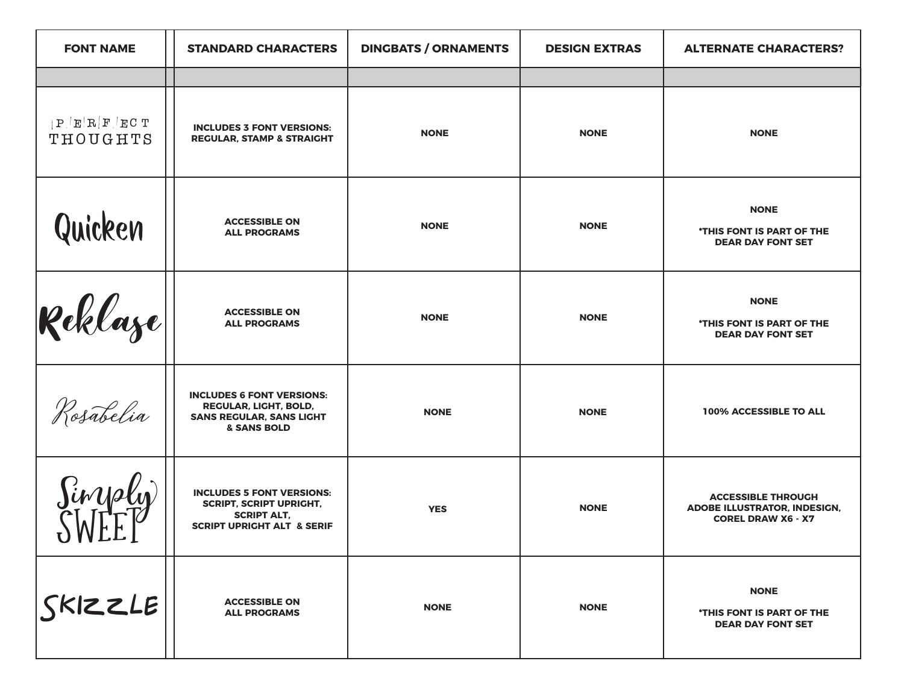| FONT NAME | STANDARD CHARACTERS | DINGBATS / ORNAMENTS | DESIGN EXTRAS | ALTERNATE CHARACTERS? |
|---|---|---|---|---|
| | | | | |
| PERFECT THOUGHTS | INCLUDES 3 FONT VERSIONS: REGULAR, STAMP & STRAIGHT | NONE | NONE | NONE |
| Quicken | ACCESSIBLE ON ALL PROGRAMS | NONE | NONE | NONE *THIS FONT IS PART OF THE DEAR DAY FONT SET |
| Reklase | ACCESSIBLE ON ALL PROGRAMS | NONE | NONE | NONE *THIS FONT IS PART OF THE DEAR DAY FONT SET |
| Rosabelia | INCLUDES 6 FONT VERSIONS: REGULAR, LIGHT, BOLD, SANS REGULAR, SANS LIGHT & SANS BOLD | NONE | NONE | 100% ACCESSIBLE TO ALL |
| Simply SWEET | INCLUDES 5 FONT VERSIONS: SCRIPT, SCRIPT UPRIGHT, SCRIPT ALT, SCRIPT UPRIGHT ALT & SERIF | YES | NONE | ACCESSIBLE THROUGH ADOBE ILLUSTRATOR, INDESIGN, COREL DRAW X6 - X7 |
| SKIZZLE | ACCESSIBLE ON ALL PROGRAMS | NONE | NONE | NONE *THIS FONT IS PART OF THE DEAR DAY FONT SET |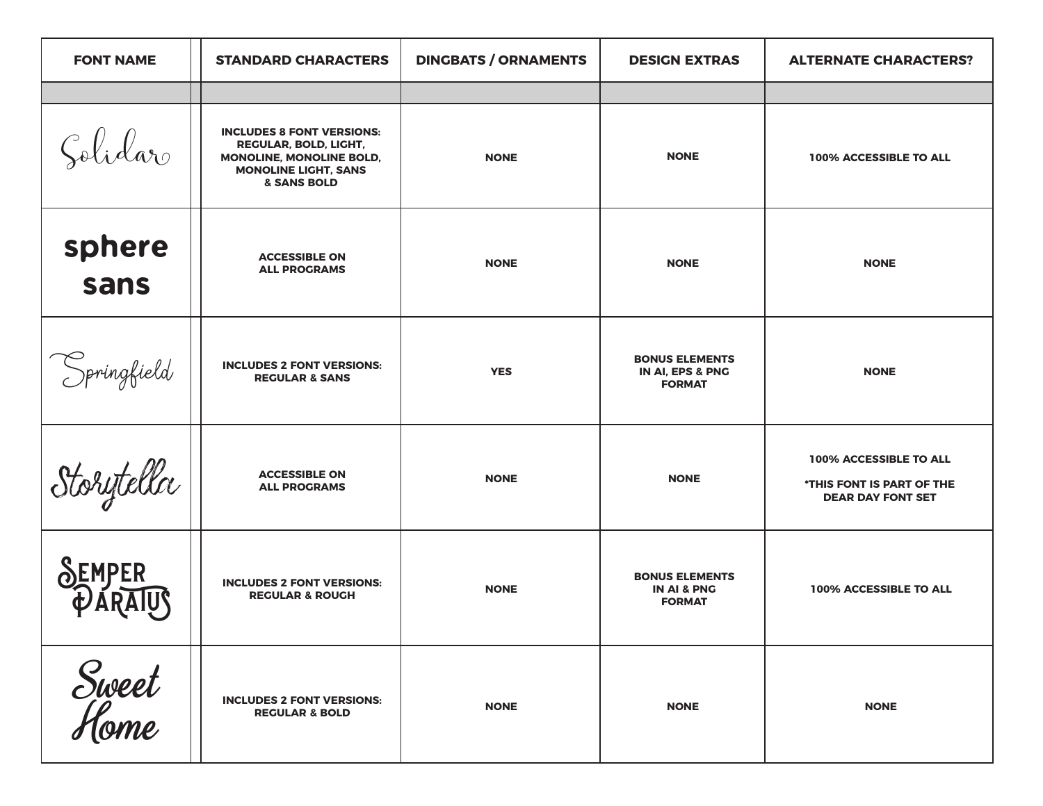| FONT NAME | STANDARD CHARACTERS | DINGBATS / ORNAMENTS | DESIGN EXTRAS | ALTERNATE CHARACTERS? |
|---|---|---|---|---|
| | | | | |
| Solidar | INCLUDES 8 FONT VERSIONS: REGULAR, BOLD, LIGHT, MONOLINE, MONOLINE BOLD, MONOLINE LIGHT, SANS & SANS BOLD | NONE | NONE | 100% ACCESSIBLE TO ALL |
| sphere sans | ACCESSIBLE ON ALL PROGRAMS | NONE | NONE | NONE |
| Springfield | INCLUDES 2 FONT VERSIONS: REGULAR & SANS | YES | BONUS ELEMENTS IN AI, EPS & PNG FORMAT | NONE |
| Storytella | ACCESSIBLE ON ALL PROGRAMS | NONE | NONE | 100% ACCESSIBLE TO ALL *THIS FONT IS PART OF THE DEAR DAY FONT SET |
| Semper Paratus | INCLUDES 2 FONT VERSIONS: REGULAR & ROUGH | NONE | BONUS ELEMENTS IN AI & PNG FORMAT | 100% ACCESSIBLE TO ALL |
| Sweet Home | INCLUDES 2 FONT VERSIONS: REGULAR & BOLD | NONE | NONE | NONE |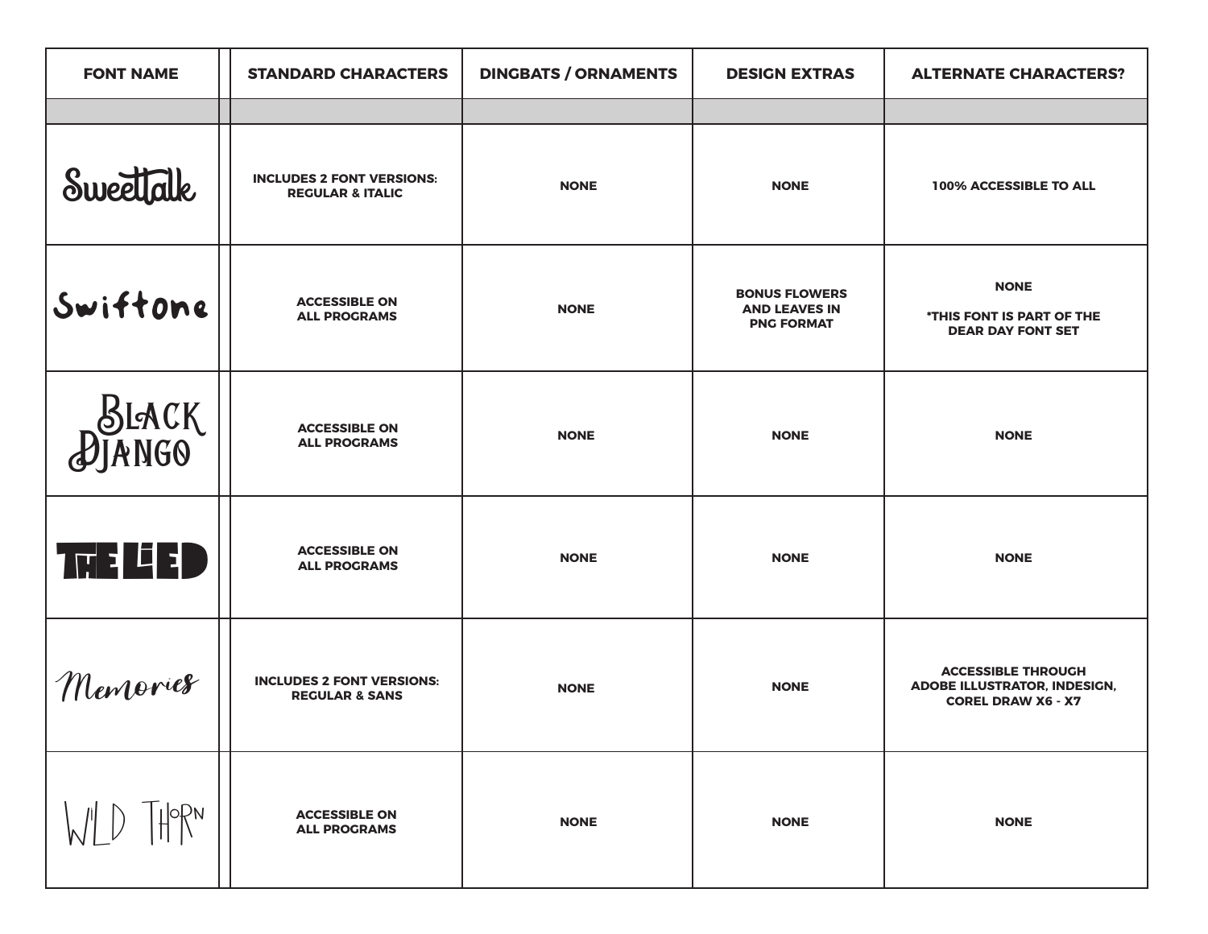| FONT NAME | STANDARD CHARACTERS | DINGBATS / ORNAMENTS | DESIGN EXTRAS | ALTERNATE CHARACTERS? |
|---|---|---|---|---|
| | | | | |
| Sweettalk | INCLUDES 2 FONT VERSIONS: REGULAR & ITALIC | NONE | NONE | 100% ACCESSIBLE TO ALL |
| Swiftone | ACCESSIBLE ON ALL PROGRAMS | NONE | BONUS FLOWERS AND LEAVES IN PNG FORMAT | NONE *THIS FONT IS PART OF THE DEAR DAY FONT SET |
| Black Django | ACCESSIBLE ON ALL PROGRAMS | NONE | NONE | NONE |
| The Lied | ACCESSIBLE ON ALL PROGRAMS | NONE | NONE | NONE |
| Memories | INCLUDES 2 FONT VERSIONS: REGULAR & SANS | NONE | NONE | ACCESSIBLE THROUGH ADOBE ILLUSTRATOR, INDESIGN, COREL DRAW X6 - X7 |
| Wild Thorn | ACCESSIBLE ON ALL PROGRAMS | NONE | NONE | NONE |